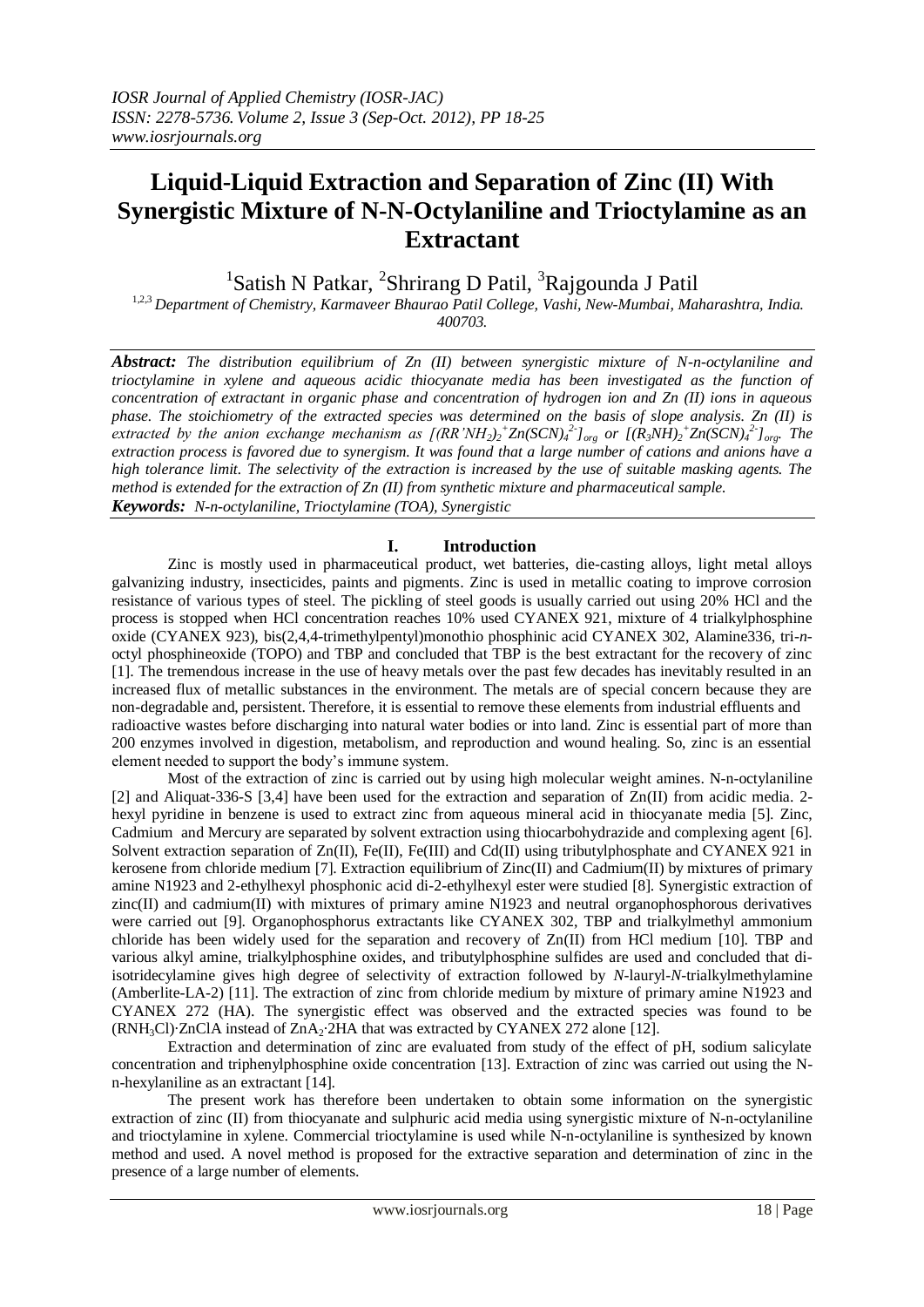# Liquid-Liquid Extraction and Separation of Zinc (II) With Synergistic Mixture of N-N-Octylaniline and Trioctylamine as an Extractant

[1]Satish N Patkar, [2]Shrirang D Patil, [3]Rajgounda J Patil

[1,2,3] *Department of Chemistry, Karmaveer Bhaurao Patil College, Vashi, New-Mumbai, Maharashtra, India. 400703.*

***Abstract:*** *The distribution equilibrium of Zn (II) between synergistic mixture of N-n-octylaniline and trioctylamine in xylene and aqueous acidic thiocyanate media has been investigated as the function of concentration of extractant in organic phase and concentration of hydrogen ion and Zn (II) ions in aqueous phase. The stoichiometry of the extracted species was determined on the basis of slope analysis. Zn (II) is extracted by the anion exchange mechanism as* $[(RR'NH_2)_2^+Zn(SCN)_4^{2-}]_{org}$ *or* $[(R_3NH)_2^+Zn(SCN)_4^{2-}]_{org}$*. The extraction process is favored due to synergism. It was found that a large number of cations and anions have a high tolerance limit. The selectivity of the extraction is increased by the use of suitable masking agents. The method is extended for the extraction of Zn (II) from synthetic mixture and pharmaceutical sample.*

***Keywords:*** *N-n-octylaniline, Trioctylamine (TOA), Synergistic*

## I. Introduction

Zinc is mostly used in pharmaceutical product, wet batteries, die-casting alloys, light metal alloys galvanizing industry, insecticides, paints and pigments. Zinc is used in metallic coating to improve corrosion resistance of various types of steel. The pickling of steel goods is usually carried out using 20% HCl and the process is stopped when HCl concentration reaches 10% used CYANEX 921, mixture of 4 trialkylphosphine oxide (CYANEX 923), bis(2,4,4-trimethylpentyl)monothio phosphinic acid CYANEX 302, Alamine336, tri-*n*-octyl phosphineoxide (TOPO) and TBP and concluded that TBP is the best extractant for the recovery of zinc [1]. The tremendous increase in the use of heavy metals over the past few decades has inevitably resulted in an increased flux of metallic substances in the environment. The metals are of special concern because they are non-degradable and, persistent. Therefore, it is essential to remove these elements from industrial effluents and radioactive wastes before discharging into natural water bodies or into land. Zinc is essential part of more than 200 enzymes involved in digestion, metabolism, and reproduction and wound healing. So, zinc is an essential element needed to support the body's immune system.

Most of the extraction of zinc is carried out by using high molecular weight amines. N-n-octylaniline [2] and Aliquat-336-S [3,4] have been used for the extraction and separation of Zn(II) from acidic media. 2-hexyl pyridine in benzene is used to extract zinc from aqueous mineral acid in thiocyanate media [5]. Zinc, Cadmium and Mercury are separated by solvent extraction using thiocarbohydrazide and complexing agent [6]. Solvent extraction separation of Zn(II), Fe(II), Fe(III) and Cd(II) using tributylphosphate and CYANEX 921 in kerosene from chloride medium [7]. Extraction equilibrium of Zinc(II) and Cadmium(II) by mixtures of primary amine N1923 and 2-ethylhexyl phosphonic acid di-2-ethylhexyl ester were studied [8]. Synergistic extraction of zinc(II) and cadmium(II) with mixtures of primary amine N1923 and neutral organophosphorous derivatives were carried out [9]. Organophosphorus extractants like CYANEX 302, TBP and trialkylmethyl ammonium chloride has been widely used for the separation and recovery of Zn(II) from HCl medium [10]. TBP and various alkyl amine, trialkylphosphine oxides, and tributylphosphine sulfides are used and concluded that di-isotridecylamine gives high degree of selectivity of extraction followed by *N*-lauryl-*N*-trialkylmethylamine (Amberlite-LA-2) [11]. The extraction of zinc from chloride medium by mixture of primary amine N1923 and CYANEX 272 (HA). The synergistic effect was observed and the extracted species was found to be $(RNH_3Cl)\cdot ZnClA$ instead of $ZnA_2\cdot 2HA$ that was extracted by CYANEX 272 alone [12].

Extraction and determination of zinc are evaluated from study of the effect of pH, sodium salicylate concentration and triphenylphosphine oxide concentration [13]. Extraction of zinc was carried out using the N-n-hexylaniline as an extractant [14].

The present work has therefore been undertaken to obtain some information on the synergistic extraction of zinc (II) from thiocyanate and sulphuric acid media using synergistic mixture of N-n-octylaniline and trioctylamine in xylene. Commercial trioctylamine is used while N-n-octylaniline is synthesized by known method and used. A novel method is proposed for the extractive separation and determination of zinc in the presence of a large number of elements.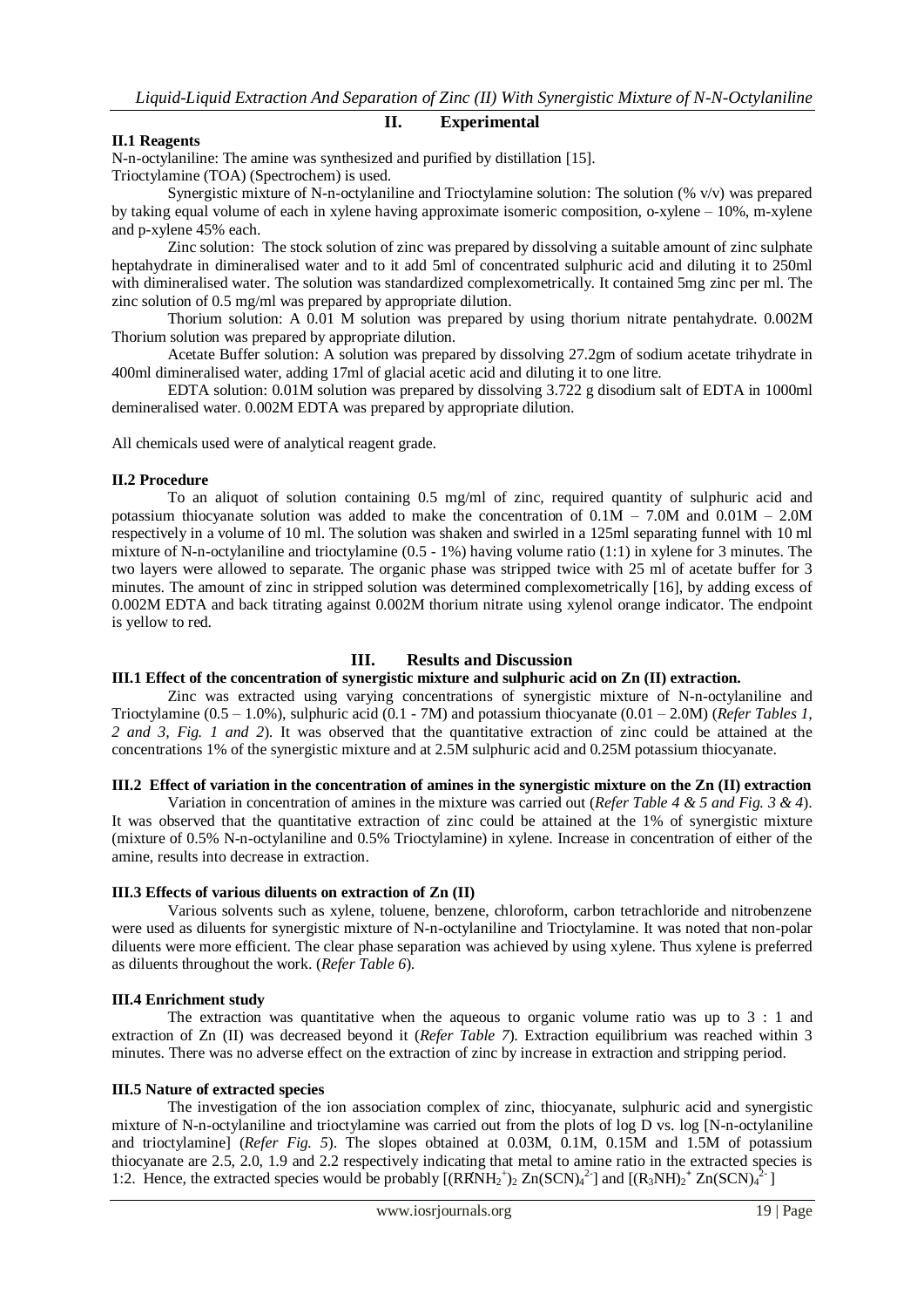## II. Experimental

### II.1 Reagents

N-n-octylaniline: The amine was synthesized and purified by distillation [15].

Trioctylamine (TOA) (Spectrochem) is used.

Synergistic mixture of N-n-octylaniline and Trioctylamine solution: The solution (% v/v) was prepared by taking equal volume of each in xylene having approximate isomeric composition, o-xylene – 10%, m-xylene and p-xylene 45% each.

Zinc solution: The stock solution of zinc was prepared by dissolving a suitable amount of zinc sulphate heptahydrate in dimineralised water and to it add 5ml of concentrated sulphuric acid and diluting it to 250ml with dimineralised water. The solution was standardized complexometrically. It contained 5mg zinc per ml. The zinc solution of 0.5 mg/ml was prepared by appropriate dilution.

Thorium solution: A 0.01 M solution was prepared by using thorium nitrate pentahydrate. 0.002M Thorium solution was prepared by appropriate dilution.

Acetate Buffer solution: A solution was prepared by dissolving 27.2gm of sodium acetate trihydrate in 400ml dimineralised water, adding 17ml of glacial acetic acid and diluting it to one litre.

EDTA solution: 0.01M solution was prepared by dissolving 3.722 g disodium salt of EDTA in 1000ml demineralised water. 0.002M EDTA was prepared by appropriate dilution.

All chemicals used were of analytical reagent grade.

### II.2 Procedure

To an aliquot of solution containing 0.5 mg/ml of zinc, required quantity of sulphuric acid and potassium thiocyanate solution was added to make the concentration of 0.1M – 7.0M and 0.01M – 2.0M respectively in a volume of 10 ml. The solution was shaken and swirled in a 125ml separating funnel with 10 ml mixture of N-n-octylaniline and trioctylamine (0.5 - 1%) having volume ratio (1:1) in xylene for 3 minutes. The two layers were allowed to separate. The organic phase was stripped twice with 25 ml of acetate buffer for 3 minutes. The amount of zinc in stripped solution was determined complexometrically [16], by adding excess of 0.002M EDTA and back titrating against 0.002M thorium nitrate using xylenol orange indicator. The endpoint is yellow to red.

## III. Results and Discussion

### III.1 Effect of the concentration of synergistic mixture and sulphuric acid on Zn (II) extraction.

Zinc was extracted using varying concentrations of synergistic mixture of N-n-octylaniline and Trioctylamine (0.5 – 1.0%), sulphuric acid (0.1 - 7M) and potassium thiocyanate (0.01 – 2.0M) (*Refer Tables 1, 2 and 3, Fig. 1 and 2*). It was observed that the quantitative extraction of zinc could be attained at the concentrations 1% of the synergistic mixture and at 2.5M sulphuric acid and 0.25M potassium thiocyanate.

### III.2 Effect of variation in the concentration of amines in the synergistic mixture on the Zn (II) extraction

Variation in concentration of amines in the mixture was carried out (*Refer Table 4 & 5 and Fig. 3 & 4*). It was observed that the quantitative extraction of zinc could be attained at the 1% of synergistic mixture (mixture of 0.5% N-n-octylaniline and 0.5% Trioctylamine) in xylene. Increase in concentration of either of the amine, results into decrease in extraction.

### III.3 Effects of various diluents on extraction of Zn (II)

Various solvents such as xylene, toluene, benzene, chloroform, carbon tetrachloride and nitrobenzene were used as diluents for synergistic mixture of N-n-octylaniline and Trioctylamine. It was noted that non-polar diluents were more efficient. The clear phase separation was achieved by using xylene. Thus xylene is preferred as diluents throughout the work. (*Refer Table 6*).

### III.4 Enrichment study

The extraction was quantitative when the aqueous to organic volume ratio was up to 3 : 1 and extraction of Zn (II) was decreased beyond it (*Refer Table 7*). Extraction equilibrium was reached within 3 minutes. There was no adverse effect on the extraction of zinc by increase in extraction and stripping period.

### III.5 Nature of extracted species

The investigation of the ion association complex of zinc, thiocyanate, sulphuric acid and synergistic mixture of N-n-octylaniline and trioctylamine was carried out from the plots of log D vs. log [N-n-octylaniline and trioctylamine] (*Refer Fig. 5*). The slopes obtained at 0.03M, 0.1M, 0.15M and 1.5M of potassium thiocyanate are 2.5, 2.0, 1.9 and 2.2 respectively indicating that metal to amine ratio in the extracted species is 1:2. Hence, the extracted species would be probably $[(RR'NH_2^+)_2\ Zn(SCN)_4^{2-}]$ and $[(R_3NH)_2^+\ Zn(SCN)_4^{2-}]$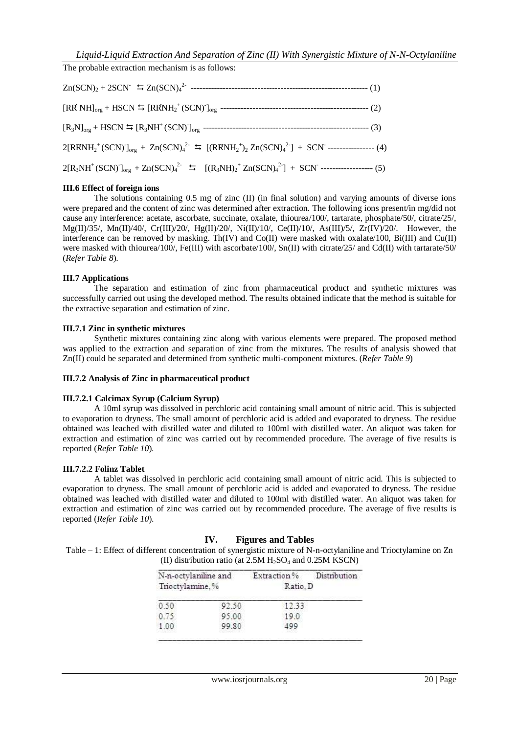The probable extraction mechanism is as follows:

$$Zn(SCN)_2 + 2SCN^- \leftrightarrows Zn(SCN)_4^{2-} \quad (1)$$

$$[RR'NH]_{org} + HSCN \leftrightarrows [RR'NH_2^+ (SCN)^-]_{org} \quad (2)$$

$$[R_3N]_{org} + HSCN \leftrightarrows [R_3NH^+ (SCN)^-]_{org} \quad (3)$$

$$2[RR'NH_2^+ (SCN)^-]_{org} + Zn(SCN)_4^{2-} \leftrightarrows [(RR'NH_2^+)_2\, Zn(SCN)_4^{2-}] + SCN^- \quad (4)$$

$$2[R_3NH^+ (SCN)^-]_{org} + Zn(SCN)_4^{2-} \leftrightarrows [(R_3NH)_2^+\, Zn(SCN)_4^{2-}] + SCN^- \quad (5)$$

### III.6 Effect of foreign ions

The solutions containing 0.5 mg of zinc (II) (in final solution) and varying amounts of diverse ions were prepared and the content of zinc was determined after extraction. The following ions present/in mg/did not cause any interference: acetate, ascorbate, succinate, oxalate, thiourea/100/, tartarate, phosphate/50/, citrate/25/, Mg(II)/35/, Mn(II)/40/, Cr(III)/20/, Hg(II)/20/, Ni(II)/10/, Ce(II)/10/, As(III)/5/, Zr(IV)/20/. However, the interference can be removed by masking. Th(IV) and Co(II) were masked with oxalate/100, Bi(III) and Cu(II) were masked with thiourea/100/, Fe(III) with ascorbate/100/, Sn(II) with citrate/25/ and Cd(II) with tartarate/50/ (*Refer Table 8*).

### III.7 Applications

The separation and estimation of zinc from pharmaceutical product and synthetic mixtures was successfully carried out using the developed method. The results obtained indicate that the method is suitable for the extractive separation and estimation of zinc.

#### III.7.1 Zinc in synthetic mixtures

Synthetic mixtures containing zinc along with various elements were prepared. The proposed method was applied to the extraction and separation of zinc from the mixtures. The results of analysis showed that Zn(II) could be separated and determined from synthetic multi-component mixtures. (*Refer Table 9*)

#### III.7.2 Analysis of Zinc in pharmaceutical product

##### III.7.2.1 Calcimax Syrup (Calcium Syrup)

A 10ml syrup was dissolved in perchloric acid containing small amount of nitric acid. This is subjected to evaporation to dryness. The small amount of perchloric acid is added and evaporated to dryness. The residue obtained was leached with distilled water and diluted to 100ml with distilled water. An aliquot was taken for extraction and estimation of zinc was carried out by recommended procedure. The average of five results is reported (*Refer Table 10*).

##### III.7.2.2 Folinz Tablet

A tablet was dissolved in perchloric acid containing small amount of nitric acid. This is subjected to evaporation to dryness. The small amount of perchloric acid is added and evaporated to dryness. The residue obtained was leached with distilled water and diluted to 100ml with distilled water. An aliquot was taken for extraction and estimation of zinc was carried out by recommended procedure. The average of five results is reported (*Refer Table 10*).

## IV. Figures and Tables

Table – 1: Effect of different concentration of synergistic mixture of N-n-octylaniline and Trioctylamine on Zn (II) distribution ratio (at 2.5M $H_2SO_4$ and 0.25M KSCN)

| N-n-octylaniline and Trioctylamine, % | Extraction % | Distribution Ratio, D |
|---|---|---|
| 0.50 | 92.50 | 12.33 |
| 0.75 | 95.00 | 19.0 |
| 1.00 | 99.80 | 499 |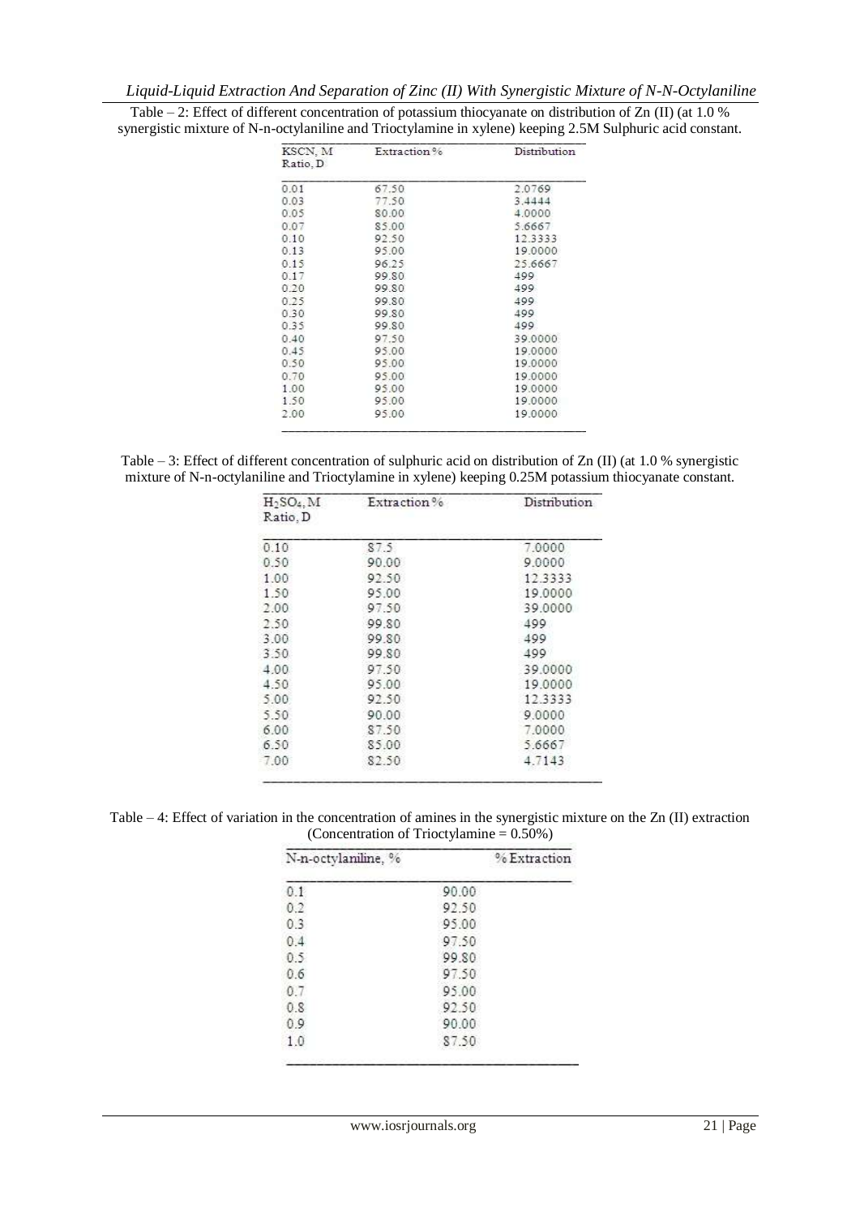Table – 2: Effect of different concentration of potassium thiocyanate on distribution of Zn (II) (at 1.0 % synergistic mixture of N-n-octylaniline and Trioctylamine in xylene) keeping 2.5M Sulphuric acid constant.

| KSCN, M Ratio, D | Extraction % | Distribution |
|---|---|---|
| 0.01 | 67.50 | 2.0769 |
| 0.03 | 77.50 | 3.4444 |
| 0.05 | 80.00 | 4.0000 |
| 0.07 | 85.00 | 5.6667 |
| 0.10 | 92.50 | 12.3333 |
| 0.13 | 95.00 | 19.0000 |
| 0.15 | 96.25 | 25.6667 |
| 0.17 | 99.80 | 499 |
| 0.20 | 99.80 | 499 |
| 0.25 | 99.80 | 499 |
| 0.30 | 99.80 | 499 |
| 0.35 | 99.80 | 499 |
| 0.40 | 97.50 | 39.0000 |
| 0.45 | 95.00 | 19.0000 |
| 0.50 | 95.00 | 19.0000 |
| 0.70 | 95.00 | 19.0000 |
| 1.00 | 95.00 | 19.0000 |
| 1.50 | 95.00 | 19.0000 |
| 2.00 | 95.00 | 19.0000 |

Table – 3: Effect of different concentration of sulphuric acid on distribution of Zn (II) (at 1.0 % synergistic mixture of N-n-octylaniline and Trioctylamine in xylene) keeping 0.25M potassium thiocyanate constant.

| $H_2SO_4$, M Ratio, D | Extraction % | Distribution |
|---|---|---|
| 0.10 | 87.5 | 7.0000 |
| 0.50 | 90.00 | 9.0000 |
| 1.00 | 92.50 | 12.3333 |
| 1.50 | 95.00 | 19.0000 |
| 2.00 | 97.50 | 39.0000 |
| 2.50 | 99.80 | 499 |
| 3.00 | 99.80 | 499 |
| 3.50 | 99.80 | 499 |
| 4.00 | 97.50 | 39.0000 |
| 4.50 | 95.00 | 19.0000 |
| 5.00 | 92.50 | 12.3333 |
| 5.50 | 90.00 | 9.0000 |
| 6.00 | 87.50 | 7.0000 |
| 6.50 | 85.00 | 5.6667 |
| 7.00 | 82.50 | 4.7143 |

Table – 4: Effect of variation in the concentration of amines in the synergistic mixture on the Zn (II) extraction (Concentration of Trioctylamine = 0.50%)

| N-n-octylaniline, % | % Extraction |
|---|---|
| 0.1 | 90.00 |
| 0.2 | 92.50 |
| 0.3 | 95.00 |
| 0.4 | 97.50 |
| 0.5 | 99.80 |
| 0.6 | 97.50 |
| 0.7 | 95.00 |
| 0.8 | 92.50 |
| 0.9 | 90.00 |
| 1.0 | 87.50 |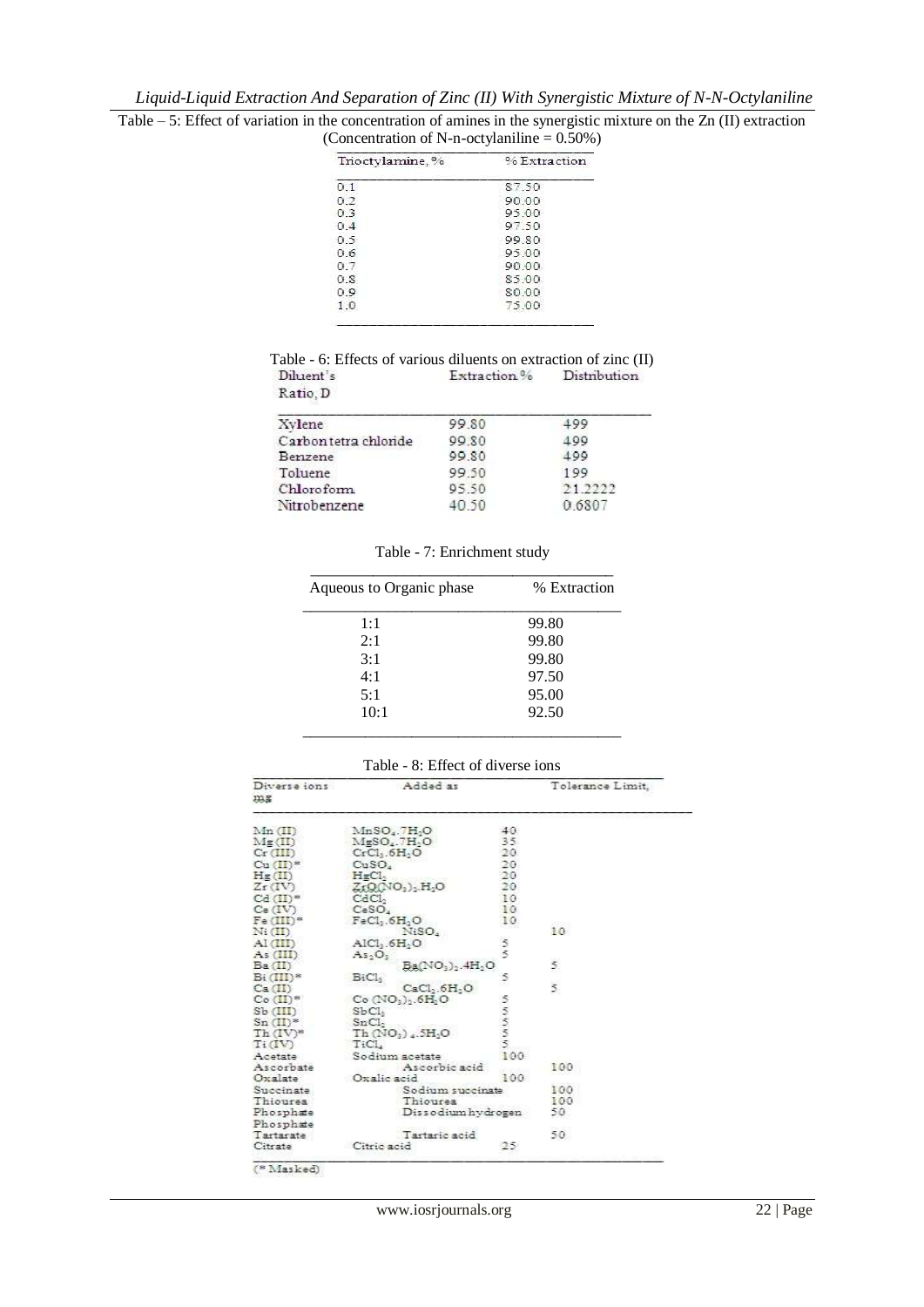Table – 5: Effect of variation in the concentration of amines in the synergistic mixture on the Zn (II) extraction (Concentration of N-n-octylaniline = 0.50%)

| Trioctylamine, % | % Extraction |
|---|---|
| 0.1 | 87.50 |
| 0.2 | 90.00 |
| 0.3 | 95.00 |
| 0.4 | 97.50 |
| 0.5 | 99.80 |
| 0.6 | 95.00 |
| 0.7 | 90.00 |
| 0.8 | 85.00 |
| 0.9 | 80.00 |
| 1.0 | 75.00 |

Table - 6: Effects of various diluents on extraction of zinc (II)

| Diluent's | Extraction % | Distribution Ratio, D |
|---|---|---|
| Xylene | 99.80 | 499 |
| Carbon tetra chloride | 99.80 | 499 |
| Benzene | 99.80 | 499 |
| Toluene | 99.50 | 199 |
| Chloroform | 95.50 | 21.2222 |
| Nitrobenzene | 40.50 | 0.6807 |

Table - 7: Enrichment study

| Aqueous to Organic phase | % Extraction |
|---|---|
| 1:1 | 99.80 |
| 2:1 | 99.80 |
| 3:1 | 99.80 |
| 4:1 | 97.50 |
| 5:1 | 95.00 |
| 10:1 | 92.50 |

Table - 8: Effect of diverse ions

| Diverse ions | Added as | Tolerance Limit, mg |
|---|---|---|
| Mn (II) | $MnSO_4.7H_2O$ | 40 |
| Mg (II) | $MgSO_4.7H_2O$ | 35 |
| Cr (III) | $CrCl_3.6H_2O$ | 20 |
| Cu (II)* | $CuSO_4$ | 20 |
| Hg (II) | $HgCl_2$ | 20 |
| Zr (IV) | $ZrO(NO_3)_2.H_2O$ | 20 |
| Cd (II)* | $CdCl_2$ | 10 |
| Ce (IV) | $CeSO_4$ | 10 |
| Fe (III)* | $FeCl_3.6H_2O$ | 10 |
| Ni (II) | $NiSO_4$ | 10 |
| Al (III) | $AlCl_3.6H_2O$ | 5 |
| As (III) | $As_2O_3$ | 5 |
| Ba (II) | $Ba(NO_3)_2.4H_2O$ | 5 |
| Bi (III)* | $BiCl_3$ | 5 |
| Ca (II) | $CaCl_2.6H_2O$ | 5 |
| Co (II)* | $Co(NO_3)_2.6H_2O$ | 5 |
| Sb (III) | $SbCl_3$ | 5 |
| Sn (II)* | $SnCl_2$ | 5 |
| Th (IV)* | $Th(NO_3)_4.5H_2O$ | 5 |
| Ti (IV) | $TiCl_4$ | 5 |
| Acetate | Sodium acetate | 100 |
| Ascorbate | Ascorbic acid | 100 |
| Oxalate | Oxalic acid | 100 |
| Succinate | Sodium succinate | 100 |
| Thiourea | Thiourea | 100 |
| Phosphate | Dissodium hydrogen Phosphate | 50 |
| Tartarate | Tartaric acid | 50 |
| Citrate | Citric acid | 25 |

(* Masked)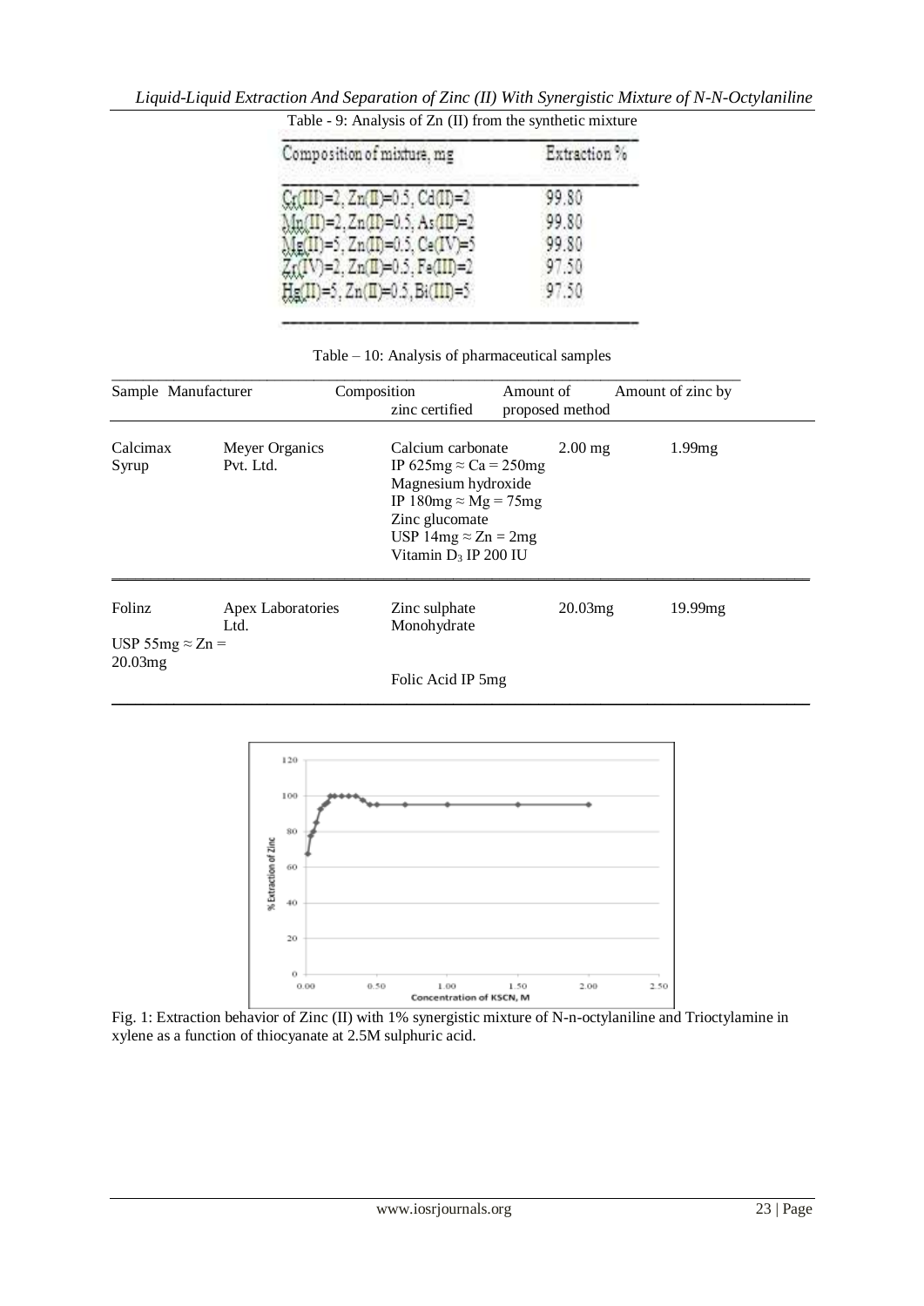Table - 9: Analysis of Zn (II) from the synthetic mixture

| Composition of mixture, mg | Extraction % |
|---|---|
| Cr(III)=2, Zn(II)=0.5, Cd(II)=2 | 99.80 |
| Mn(II)=2, Zn(II)=0.5, As(III)=2 | 99.80 |
| Mg(II)=5, Zn(II)=0.5, Ce(IV)=5 | 99.80 |
| Zr(IV)=2, Zn(II)=0.5, Fe(III)=2 | 97.50 |
| Hg(II)=5, Zn(II)=0.5, Bi(III)=5 | 97.50 |

Table – 10: Analysis of pharmaceutical samples

| Sample | Manufacturer | Composition | Amount of zinc certified | Amount of zinc by proposed method |
|---|---|---|---|---|
| Calcimax Syrup | Meyer Organics Pvt. Ltd. | Calcium carbonate IP 625mg ≈ Ca = 250mg<br>Magnesium hydroxide IP 180mg ≈ Mg = 75mg<br>Zinc glucomate USP 14mg ≈ Zn = 2mg<br>Vitamin $D_3$ IP 200 IU | 2.00 mg | 1.99mg |
| Folinz | Apex Laboratories Ltd. | Zinc sulphate Monohydrate USP 55mg ≈ Zn = 20.03mg<br>Folic Acid IP 5mg | 20.03mg | 19.99mg |

Fig. 1: Extraction behavior of Zinc (II) with 1% synergistic mixture of N-n-octylaniline and Trioctylamine in xylene as a function of thiocyanate at 2.5M sulphuric acid.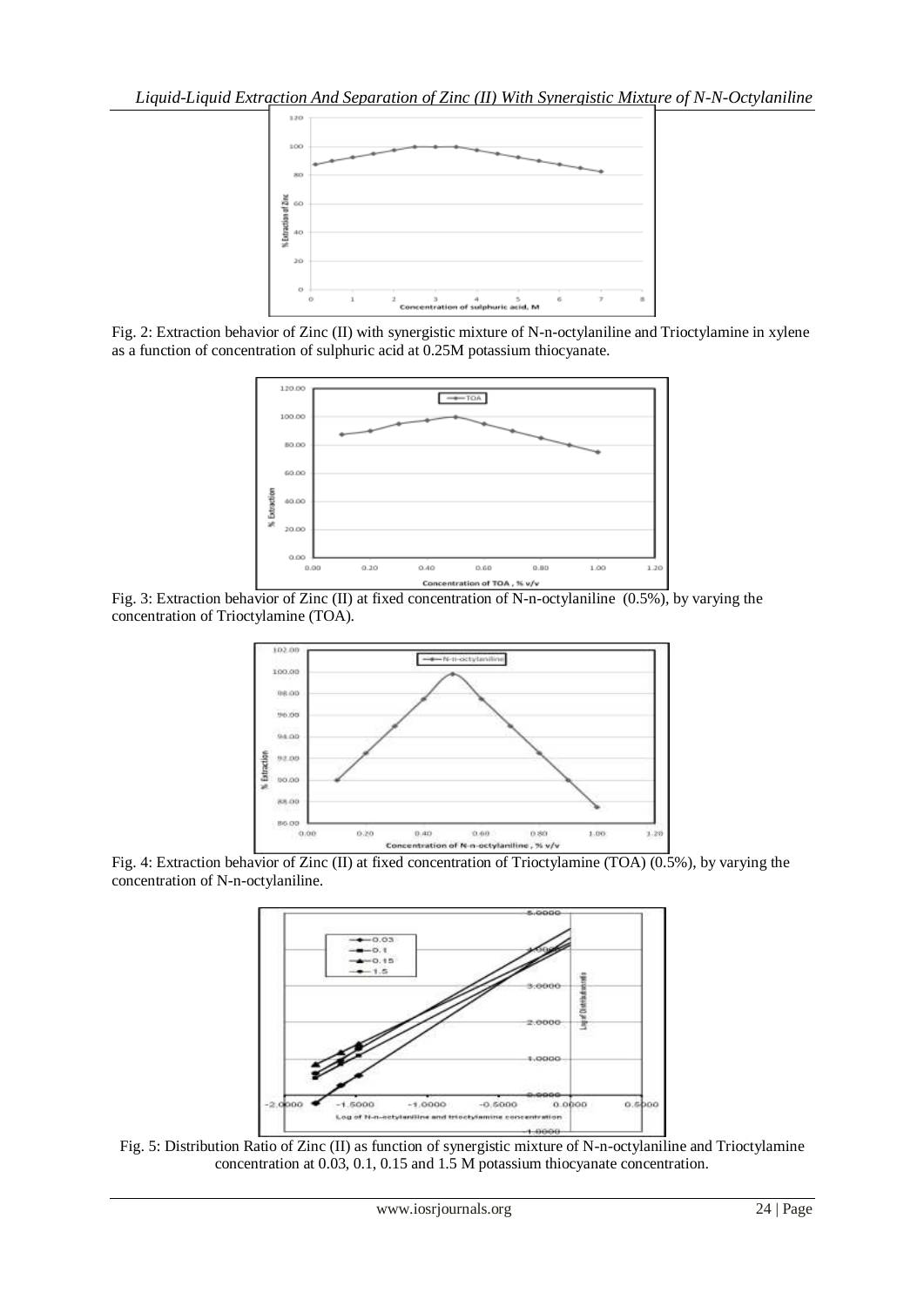Fig. 2: Extraction behavior of Zinc (II) with synergistic mixture of N-n-octylaniline and Trioctylamine in xylene as a function of concentration of sulphuric acid at 0.25M potassium thiocyanate.

Fig. 3: Extraction behavior of Zinc (II) at fixed concentration of N-n-octylaniline (0.5%), by varying the concentration of Trioctylamine (TOA).

Fig. 4: Extraction behavior of Zinc (II) at fixed concentration of Trioctylamine (TOA) (0.5%), by varying the concentration of N-n-octylaniline.

Fig. 5: Distribution Ratio of Zinc (II) as function of synergistic mixture of N-n-octylaniline and Trioctylamine concentration at 0.03, 0.1, 0.15 and 1.5 M potassium thiocyanate concentration.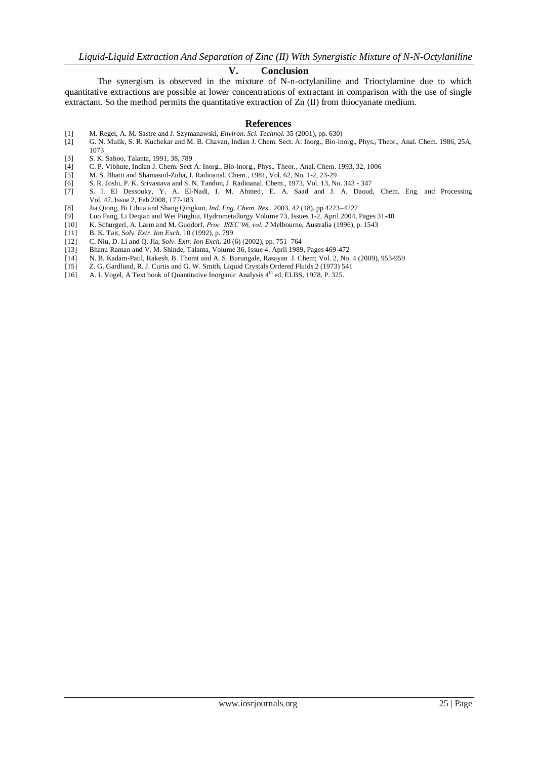## V. Conclusion

The synergism is observed in the mixture of N-n-octylaniline and Trioctylamine due to which quantitative extractions are possible at lower concentrations of extractant in comparison with the use of single extractant. So the method permits the quantitative extraction of Zn (II) from thiocyanate medium.

## References

[1] M. Regel, A. M. Sastre and J. Szymanawski, *Environ. Sci. Technol.* 35 (2001), pp. 630)

[2] G. N. Mulik, S. R. Kuchekar and M. B. Chavan, Indian J. Chem. Sect. A: Inorg., Bio-inorg., Phys., Theor., Anal. Chem. 1986, 25A, 1073

[3] S. K. Sahoo, Talanta, 1991, 38, 789

[4] C. P. Vibhute, Indian J. Chem. Sect A: Inorg., Bio-inorg., Phys., Theor., Anal. Chem. 1993, 32, 1006

[5] M. S. Bhatti and Shamasud-Zuha, J. Radioanal. Chem., 1981, Vol. 62, No. 1-2, 23-29

[6] S. R. Joshi, P. K. Srivastava and S. N. Tandon, J. Radioanal. Chem., 1973, Vol. 13, No. 343 - 347

[7] S. I. El Dessouky, Y. A. El-Nadi, I. M. Ahmed, E. A. Saad and J. A. Daoud, Chem. Eng. and Processing Vol. 47, Issue 2, Feb 2008, 177-183

[8] Jia Qiong, Bi Lihua and Shang Qingkun, *Ind. Eng. Chem. Res.*, 2003, *42* (18), pp 4223–4227

[9] Luo Fang, Li Deqian and Wei Pinghui, Hydrometallurgy Volume 73, Issues 1-2, April 2004, Pages 31-40

[10] K. Schurgerl, A. Larm and M. Guodorf, *Proc. ISEC'96, vol. 2* Melbourne, Australia (1996), p. 1543

[11] B. K. Tait, *Solv. Extr. Ion Exch.* 10 (1992), p. 799

[12] C. Niu, D. Li and Q. Jia, *Solv. Extr. Ion Exch.* 20 (6) (2002), pp. 751–764

[13] Bhanu Raman and V. M. Shinde, Talanta, Volume 36, Issue 4, April 1989, Pages 469-472

[14] N. B. Kadam-Patil, Rakesh. B. Thorat and A. S. Burungale, Rasayan J. Chem; Vol. 2, No. 4 (2009), 953-959

[15] Z. G. Gardlund, R. J. Curtis and G. W. Smith, Liquid Crystals Ordered Fluids 2 (1973) 541

[16] A. I. Vogel, A Text book of Quantitative Inorganic Analysis 4th ed, ELBS, 1978, P. 325.